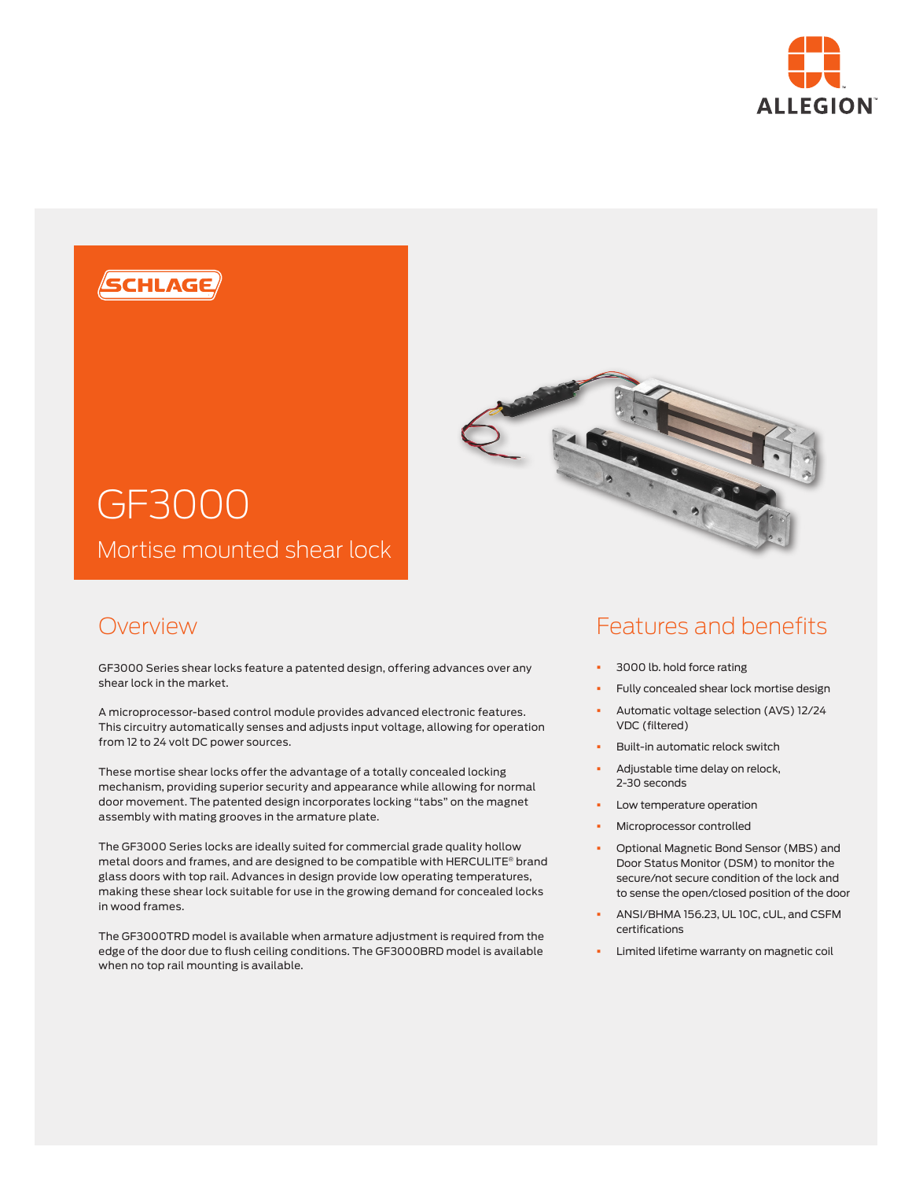# GF3000

## Mortise mounted shear lock

## Overview

GF3000 Series shear locks feature a patented design, offering advances over any shear lock in the market.

A microprocessor-based control module provides advanced electronic features. This circuitry automatically senses and adjusts input voltage, allowing for operation from 12 to 24 volt DC power sources.

These mortise shear locks offer the advantage of a totally concealed locking mechanism, providing superior security and appearance while allowing for normal door movement. The patented design incorporates locking "tabs" on the magnet assembly with mating grooves in the armature plate.

The GF3000 Series locks are ideally suited for commercial grade quality hollow metal doors and frames, and are designed to be compatible with HERCULITE® brand glass doors with top rail. Advances in design provide low operating temperatures, making these shear lock suitable for use in the growing demand for concealed locks in wood frames.

The GF3000TRD model is available when armature adjustment is required from the edge of the door due to flush ceiling conditions. The GF3000BRD model is available when no top rail mounting is available.

## Features and benefits

- 3000 lb. hold force rating
- Fully concealed shear lock mortise design
- Automatic voltage selection (AVS) 12/24 VDC (filtered)
- Built-in automatic relock switch
- Adjustable time delay on relock, 2-30 seconds
- Low temperature operation
- Microprocessor controlled
- Optional Magnetic Bond Sensor (MBS) and Door Status Monitor (DSM) to monitor the secure/not secure condition of the lock and to sense the open/closed position of the door
- ANSI/BHMA 156.23, UL 10C, cUL, and CSFM certifications
- Limited lifetime warranty on magnetic coil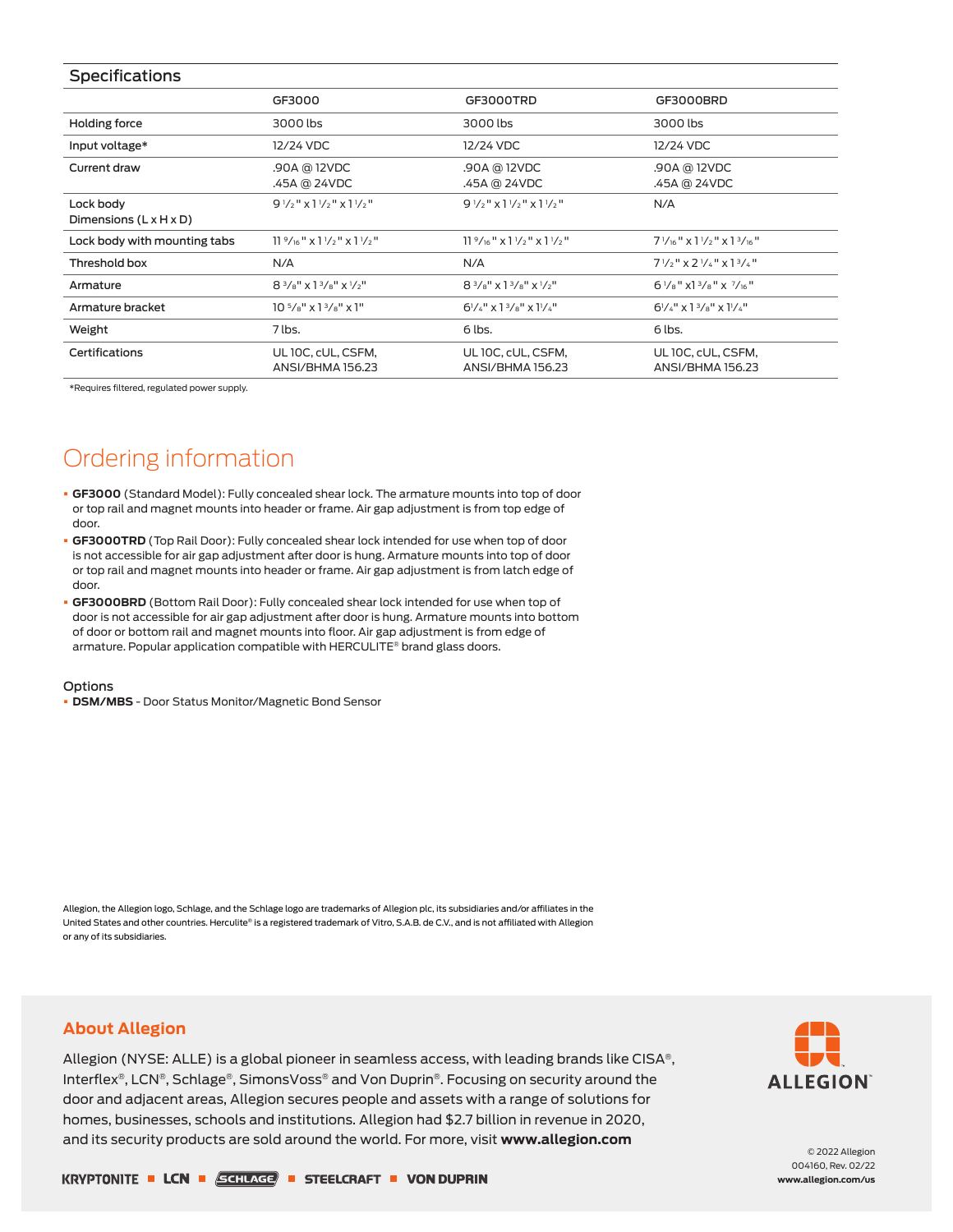## Specifications

| | GF3000 | GF3000TRD | GF3000BRD |
|---|---|---|---|
| Holding force | 3000 lbs | 3000 lbs | 3000 lbs |
| Input voltage* | 12/24 VDC | 12/24 VDC | 12/24 VDC |
| Current draw | .90A @ 12VDC<br>.45A @ 24VDC | .90A @ 12VDC<br>.45A @ 24VDC | .90A @ 12VDC<br>.45A @ 24VDC |
| Lock body Dimensions (L x H x D) | 9 1/2" x 1 1/2" x 1 1/2" | 9 1/2" x 1 1/2" x 1 1/2" | N/A |
| Lock body with mounting tabs | 11 9/16" x 1 1/2" x 1 1/2" | 11 9/16" x 1 1/2" x 1 1/2" | 7 1/16" x 1 1/2" x 1 3/16" |
| Threshold box | N/A | N/A | 7 1/2" x 2 1/4" x 1 3/4" |
| Armature | 8 3/8" x 1 3/8" x 1/2" | 8 3/8" x 1 3/8" x 1/2" | 6 1/8" x1 3/8" x 7/16" |
| Armature bracket | 10 5/8" x 1 3/8" x 1" | 6 1/4" x 1 3/8" x 1 1/4" | 6 1/4" x 1 3/8" x 1 1/4" |
| Weight | 7 lbs. | 6 lbs. | 6 lbs. |
| Certifications | UL 10C, cUL, CSFM, ANSI/BHMA 156.23 | UL 10C, cUL, CSFM, ANSI/BHMA 156.23 | UL 10C, cUL, CSFM, ANSI/BHMA 156.23 |

*Requires filtered, regulated power supply.

# Ordering information

- **GF3000** (Standard Model): Fully concealed shear lock. The armature mounts into top of door or top rail and magnet mounts into header or frame. Air gap adjustment is from top edge of door.
- **GF3000TRD** (Top Rail Door): Fully concealed shear lock intended for use when top of door is not accessible for air gap adjustment after door is hung. Armature mounts into top of door or top rail and magnet mounts into header or frame. Air gap adjustment is from latch edge of door.
- **GF3000BRD** (Bottom Rail Door): Fully concealed shear lock intended for use when top of door is not accessible for air gap adjustment after door is hung. Armature mounts into bottom of door or bottom rail and magnet mounts into floor. Air gap adjustment is from edge of armature. Popular application compatible with HERCULITE® brand glass doors.

### Options

- **DSM/MBS** - Door Status Monitor/Magnetic Bond Sensor

Allegion, the Allegion logo, Schlage, and the Schlage logo are trademarks of Allegion plc, its subsidiaries and/or affiliates in the United States and other countries. Herculite® is a registered trademark of Vitro, S.A.B. de C.V., and is not affiliated with Allegion or any of its subsidiaries.

## About Allegion

Allegion (NYSE: ALLE) is a global pioneer in seamless access, with leading brands like CISA®, Interflex®, LCN®, Schlage®, SimonsVoss® and Von Duprin®. Focusing on security around the door and adjacent areas, Allegion secures people and assets with a range of solutions for homes, businesses, schools and institutions. Allegion had $2.7 billion in revenue in 2020, and its security products are sold around the world. For more, visit **www.allegion.com**

ALLEGION™

KRYPTONITE ▪ LCN ▪ SCHLAGE ▪ STEELCRAFT ▪ VON DUPRIN

© 2022 Allegion
004160, Rev. 02/22
**www.allegion.com/us**